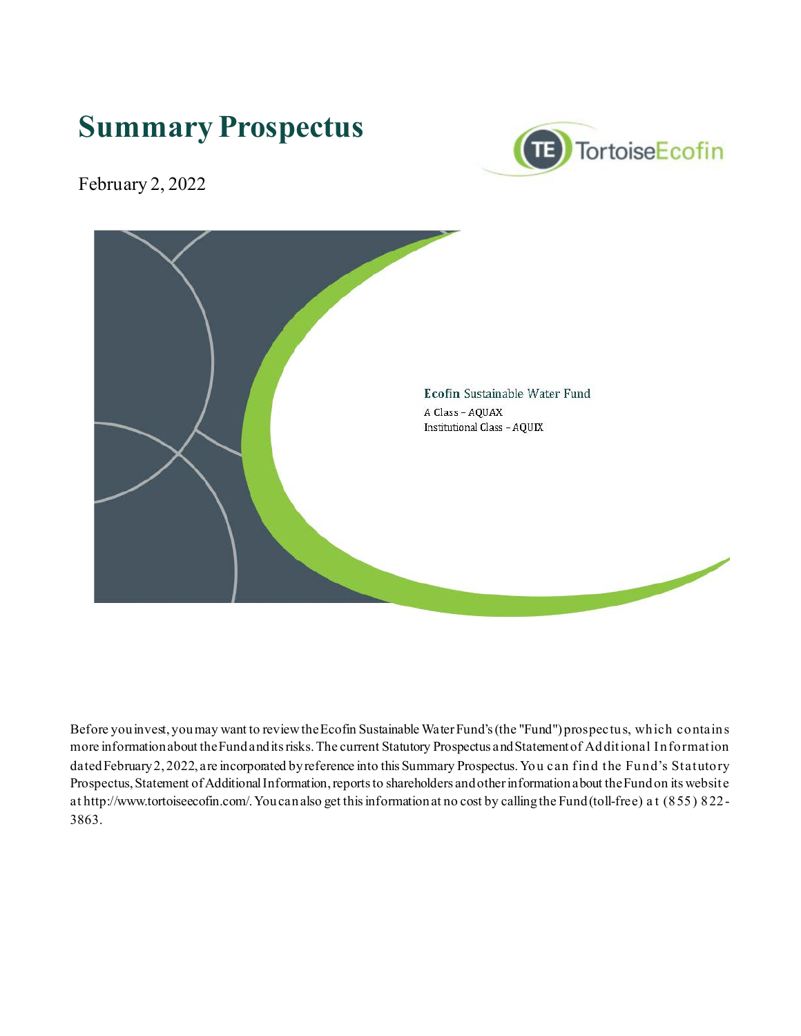# Summary Prospectus

TortoiseEcofin

February 2, 2022

**Ecofin** Sustainable Water Fund

A Class – AQUAX

Institutional Class – AQUIX

Before you invest, you may want to review the Ecofin Sustainable Water Fund's (the "Fund") prospectus, which contains more information about the Fund and its risks. The current Statutory Prospectus and Statement of Additional Information dated February 2, 2022, are incorporated by reference into this Summary Prospectus. You can find the Fund's Statutory Prospectus, Statement of Additional Information, reports to shareholders and other information about the Fund on its website at http://www.tortoiseecofin.com/. You can also get this information at no cost by calling the Fund (toll-free) at (855) 822-3863.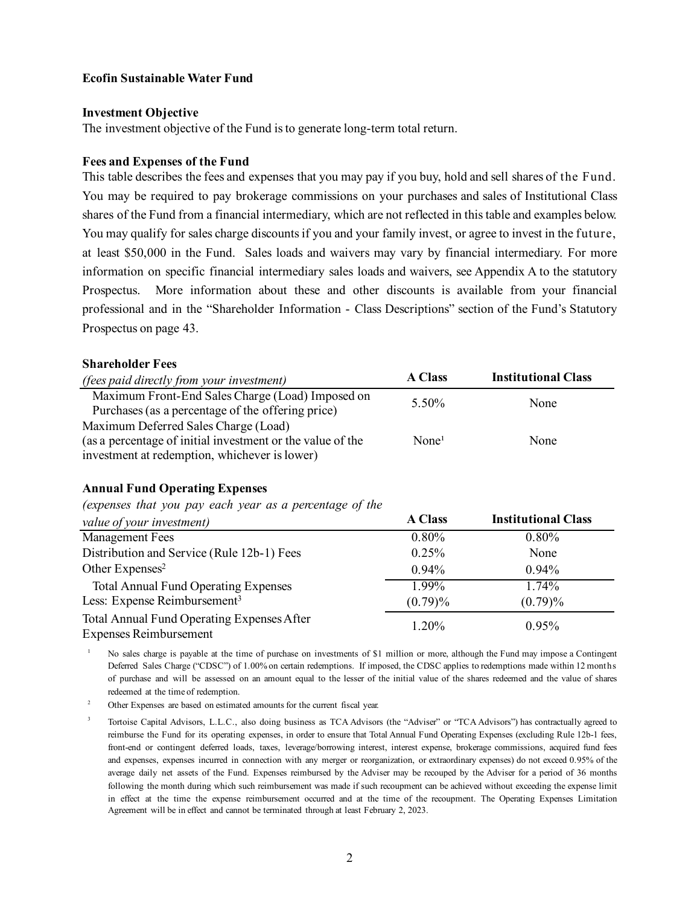**Ecofin Sustainable Water Fund**

**Investment Objective**

The investment objective of the Fund is to generate long-term total return.

**Fees and Expenses of the Fund**

This table describes the fees and expenses that you may pay if you buy, hold and sell shares of the Fund. You may be required to pay brokerage commissions on your purchases and sales of Institutional Class shares of the Fund from a financial intermediary, which are not reflected in this table and examples below. You may qualify for sales charge discounts if you and your family invest, or agree to invest in the future, at least $50,000 in the Fund. Sales loads and waivers may vary by financial intermediary. For more information on specific financial intermediary sales loads and waivers, see Appendix A to the statutory Prospectus. More information about these and other discounts is available from your financial professional and in the "Shareholder Information - Class Descriptions" section of the Fund's Statutory Prospectus on page 43.

| **Shareholder Fees** *(fees paid directly from your investment)* | **A Class** | **Institutional Class** |
|---|---|---|
| Maximum Front-End Sales Charge (Load) Imposed on Purchases (as a percentage of the offering price) | 5.50% | None |
| Maximum Deferred Sales Charge (Load) (as a percentage of initial investment or the value of the investment at redemption, whichever is lower) | None[1] | None |

| **Annual Fund Operating Expenses** *(expenses that you pay each year as a percentage of the value of your investment)* | **A Class** | **Institutional Class** |
|---|---|---|
| Management Fees | 0.80% | 0.80% |
| Distribution and Service (Rule 12b-1) Fees | 0.25% | None |
| Other Expenses[2] | 0.94% | 0.94% |
| Total Annual Fund Operating Expenses | 1.99% | 1.74% |
| Less: Expense Reimbursement[3] | (0.79)% | (0.79)% |
| Total Annual Fund Operating Expenses After Expenses Reimbursement | 1.20% | 0.95% |

[1] No sales charge is payable at the time of purchase on investments of $1 million or more, although the Fund may impose a Contingent Deferred Sales Charge ("CDSC") of 1.00% on certain redemptions. If imposed, the CDSC applies to redemptions made within 12 months of purchase and will be assessed on an amount equal to the lesser of the initial value of the shares redeemed and the value of shares redeemed at the time of redemption.

[2] Other Expenses are based on estimated amounts for the current fiscal year.

[3] Tortoise Capital Advisors, L.L.C., also doing business as TCA Advisors (the "Adviser" or "TCA Advisors") has contractually agreed to reimburse the Fund for its operating expenses, in order to ensure that Total Annual Fund Operating Expenses (excluding Rule 12b-1 fees, front-end or contingent deferred loads, taxes, leverage/borrowing interest, interest expense, brokerage commissions, acquired fund fees and expenses, expenses incurred in connection with any merger or reorganization, or extraordinary expenses) do not exceed 0.95% of the average daily net assets of the Fund. Expenses reimbursed by the Adviser may be recouped by the Adviser for a period of 36 months following the month during which such reimbursement was made if such recoupment can be achieved without exceeding the expense limit in effect at the time the expense reimbursement occurred and at the time of the recoupment. The Operating Expenses Limitation Agreement will be in effect and cannot be terminated through at least February 2, 2023.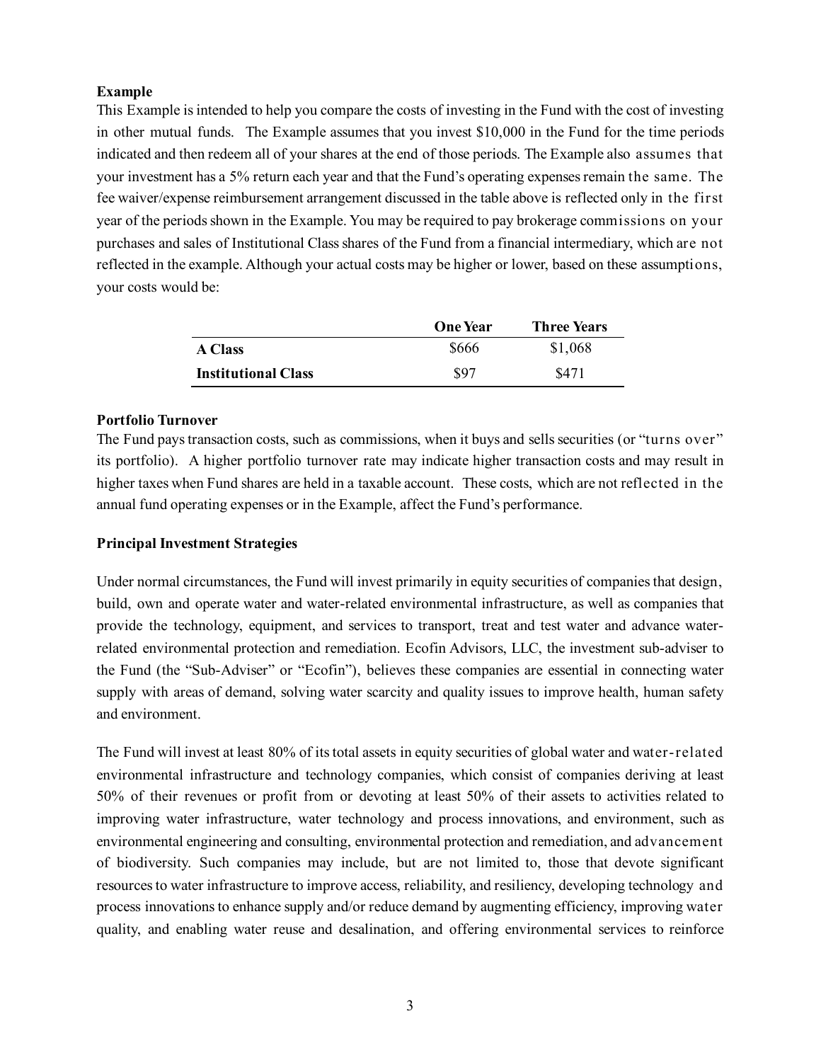**Example**

This Example is intended to help you compare the costs of investing in the Fund with the cost of investing in other mutual funds. The Example assumes that you invest $10,000 in the Fund for the time periods indicated and then redeem all of your shares at the end of those periods. The Example also assumes that your investment has a 5% return each year and that the Fund's operating expenses remain the same. The fee waiver/expense reimbursement arrangement discussed in the table above is reflected only in the first year of the periods shown in the Example. You may be required to pay brokerage commissions on your purchases and sales of Institutional Class shares of the Fund from a financial intermediary, which are not reflected in the example. Although your actual costs may be higher or lower, based on these assumptions, your costs would be:

| | One Year | Three Years |
|---|---|---|
| **A Class** | $666 | $1,068 |
| **Institutional Class** | $97 | $471 |

**Portfolio Turnover**

The Fund pays transaction costs, such as commissions, when it buys and sells securities (or "turns over" its portfolio). A higher portfolio turnover rate may indicate higher transaction costs and may result in higher taxes when Fund shares are held in a taxable account. These costs, which are not reflected in the annual fund operating expenses or in the Example, affect the Fund's performance.

**Principal Investment Strategies**

Under normal circumstances, the Fund will invest primarily in equity securities of companies that design, build, own and operate water and water-related environmental infrastructure, as well as companies that provide the technology, equipment, and services to transport, treat and test water and advance water-related environmental protection and remediation. Ecofin Advisors, LLC, the investment sub-adviser to the Fund (the "Sub-Adviser" or "Ecofin"), believes these companies are essential in connecting water supply with areas of demand, solving water scarcity and quality issues to improve health, human safety and environment.

The Fund will invest at least 80% of its total assets in equity securities of global water and water-related environmental infrastructure and technology companies, which consist of companies deriving at least 50% of their revenues or profit from or devoting at least 50% of their assets to activities related to improving water infrastructure, water technology and process innovations, and environment, such as environmental engineering and consulting, environmental protection and remediation, and advancement of biodiversity. Such companies may include, but are not limited to, those that devote significant resources to water infrastructure to improve access, reliability, and resiliency, developing technology and process innovations to enhance supply and/or reduce demand by augmenting efficiency, improving water quality, and enabling water reuse and desalination, and offering environmental services to reinforce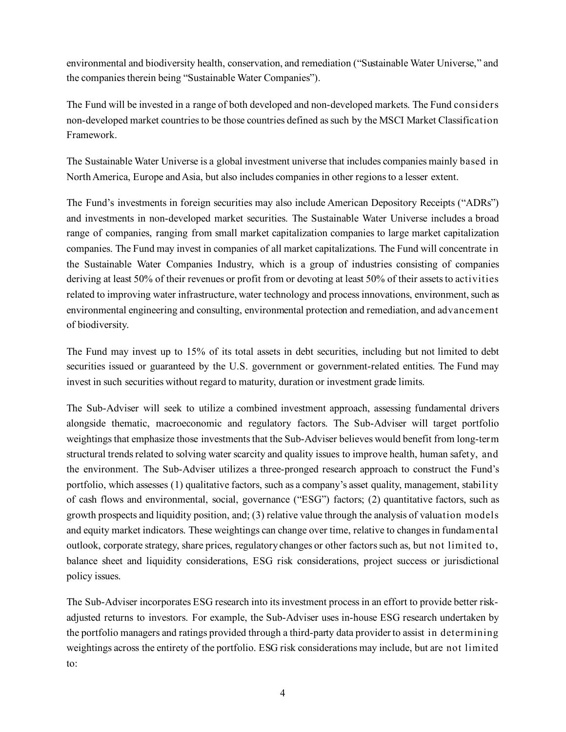environmental and biodiversity health, conservation, and remediation ("Sustainable Water Universe," and the companies therein being "Sustainable Water Companies").

The Fund will be invested in a range of both developed and non-developed markets. The Fund considers non-developed market countries to be those countries defined as such by the MSCI Market Classification Framework.

The Sustainable Water Universe is a global investment universe that includes companies mainly based in North America, Europe and Asia, but also includes companies in other regions to a lesser extent.

The Fund's investments in foreign securities may also include American Depository Receipts ("ADRs") and investments in non-developed market securities. The Sustainable Water Universe includes a broad range of companies, ranging from small market capitalization companies to large market capitalization companies. The Fund may invest in companies of all market capitalizations. The Fund will concentrate in the Sustainable Water Companies Industry, which is a group of industries consisting of companies deriving at least 50% of their revenues or profit from or devoting at least 50% of their assets to activities related to improving water infrastructure, water technology and process innovations, environment, such as environmental engineering and consulting, environmental protection and remediation, and advancement of biodiversity.

The Fund may invest up to 15% of its total assets in debt securities, including but not limited to debt securities issued or guaranteed by the U.S. government or government-related entities. The Fund may invest in such securities without regard to maturity, duration or investment grade limits.

The Sub-Adviser will seek to utilize a combined investment approach, assessing fundamental drivers alongside thematic, macroeconomic and regulatory factors. The Sub-Adviser will target portfolio weightings that emphasize those investments that the Sub-Adviser believes would benefit from long-term structural trends related to solving water scarcity and quality issues to improve health, human safety, and the environment. The Sub-Adviser utilizes a three-pronged research approach to construct the Fund's portfolio, which assesses (1) qualitative factors, such as a company's asset quality, management, stability of cash flows and environmental, social, governance ("ESG") factors; (2) quantitative factors, such as growth prospects and liquidity position, and; (3) relative value through the analysis of valuation models and equity market indicators. These weightings can change over time, relative to changes in fundamental outlook, corporate strategy, share prices, regulatory changes or other factors such as, but not limited to, balance sheet and liquidity considerations, ESG risk considerations, project success or jurisdictional policy issues.

The Sub-Adviser incorporates ESG research into its investment process in an effort to provide better risk-adjusted returns to investors. For example, the Sub-Adviser uses in-house ESG research undertaken by the portfolio managers and ratings provided through a third-party data provider to assist in determining weightings across the entirety of the portfolio. ESG risk considerations may include, but are not limited to: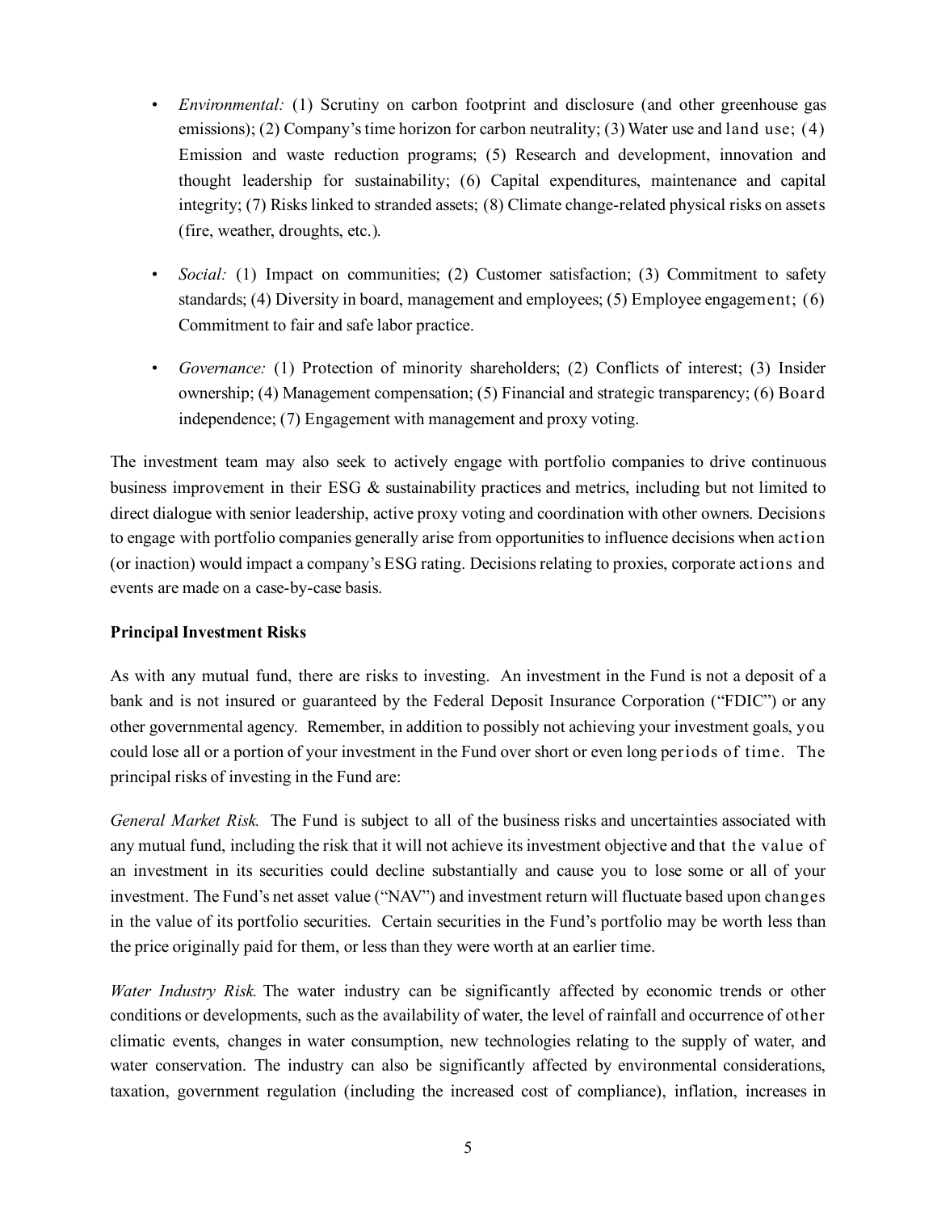- *Environmental:* (1) Scrutiny on carbon footprint and disclosure (and other greenhouse gas emissions); (2) Company's time horizon for carbon neutrality; (3) Water use and land use; (4) Emission and waste reduction programs; (5) Research and development, innovation and thought leadership for sustainability; (6) Capital expenditures, maintenance and capital integrity; (7) Risks linked to stranded assets; (8) Climate change-related physical risks on assets (fire, weather, droughts, etc.).

- *Social:* (1) Impact on communities; (2) Customer satisfaction; (3) Commitment to safety standards; (4) Diversity in board, management and employees; (5) Employee engagement; (6) Commitment to fair and safe labor practice.

- *Governance:* (1) Protection of minority shareholders; (2) Conflicts of interest; (3) Insider ownership; (4) Management compensation; (5) Financial and strategic transparency; (6) Board independence; (7) Engagement with management and proxy voting.

The investment team may also seek to actively engage with portfolio companies to drive continuous business improvement in their ESG & sustainability practices and metrics, including but not limited to direct dialogue with senior leadership, active proxy voting and coordination with other owners. Decisions to engage with portfolio companies generally arise from opportunities to influence decisions when action (or inaction) would impact a company's ESG rating. Decisions relating to proxies, corporate actions and events are made on a case-by-case basis.

**Principal Investment Risks**

As with any mutual fund, there are risks to investing. An investment in the Fund is not a deposit of a bank and is not insured or guaranteed by the Federal Deposit Insurance Corporation ("FDIC") or any other governmental agency. Remember, in addition to possibly not achieving your investment goals, you could lose all or a portion of your investment in the Fund over short or even long periods of time. The principal risks of investing in the Fund are:

*General Market Risk.* The Fund is subject to all of the business risks and uncertainties associated with any mutual fund, including the risk that it will not achieve its investment objective and that the value of an investment in its securities could decline substantially and cause you to lose some or all of your investment. The Fund's net asset value ("NAV") and investment return will fluctuate based upon changes in the value of its portfolio securities. Certain securities in the Fund's portfolio may be worth less than the price originally paid for them, or less than they were worth at an earlier time.

*Water Industry Risk.* The water industry can be significantly affected by economic trends or other conditions or developments, such as the availability of water, the level of rainfall and occurrence of other climatic events, changes in water consumption, new technologies relating to the supply of water, and water conservation. The industry can also be significantly affected by environmental considerations, taxation, government regulation (including the increased cost of compliance), inflation, increases in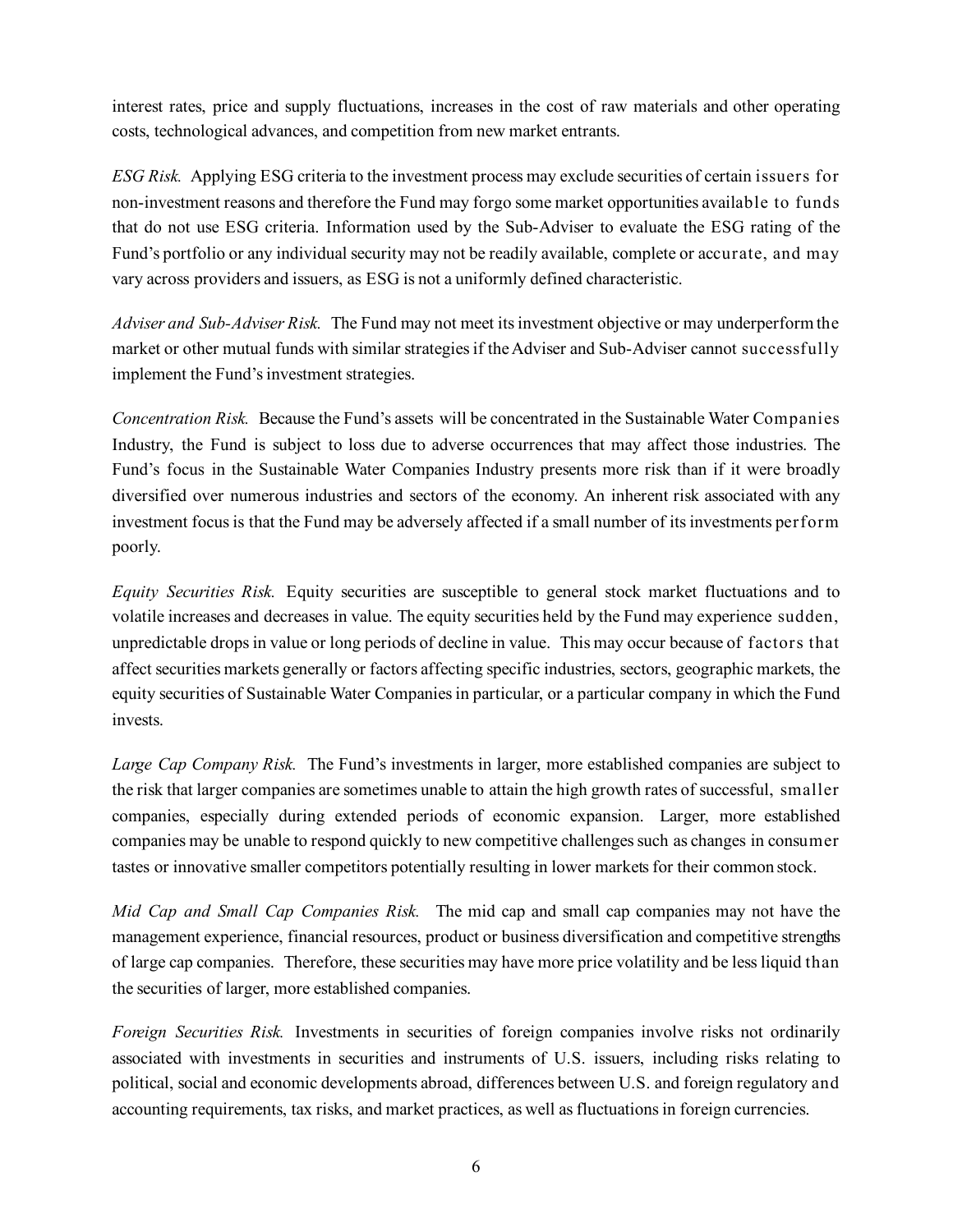interest rates, price and supply fluctuations, increases in the cost of raw materials and other operating costs, technological advances, and competition from new market entrants.

*ESG Risk.* Applying ESG criteria to the investment process may exclude securities of certain issuers for non-investment reasons and therefore the Fund may forgo some market opportunities available to funds that do not use ESG criteria. Information used by the Sub-Adviser to evaluate the ESG rating of the Fund's portfolio or any individual security may not be readily available, complete or accurate, and may vary across providers and issuers, as ESG is not a uniformly defined characteristic.

*Adviser and Sub-Adviser Risk.* The Fund may not meet its investment objective or may underperform the market or other mutual funds with similar strategies if the Adviser and Sub-Adviser cannot successfully implement the Fund's investment strategies.

*Concentration Risk.* Because the Fund's assets will be concentrated in the Sustainable Water Companies Industry, the Fund is subject to loss due to adverse occurrences that may affect those industries. The Fund's focus in the Sustainable Water Companies Industry presents more risk than if it were broadly diversified over numerous industries and sectors of the economy. An inherent risk associated with any investment focus is that the Fund may be adversely affected if a small number of its investments perform poorly.

*Equity Securities Risk.* Equity securities are susceptible to general stock market fluctuations and to volatile increases and decreases in value. The equity securities held by the Fund may experience sudden, unpredictable drops in value or long periods of decline in value. This may occur because of factors that affect securities markets generally or factors affecting specific industries, sectors, geographic markets, the equity securities of Sustainable Water Companies in particular, or a particular company in which the Fund invests.

*Large Cap Company Risk.* The Fund's investments in larger, more established companies are subject to the risk that larger companies are sometimes unable to attain the high growth rates of successful, smaller companies, especially during extended periods of economic expansion. Larger, more established companies may be unable to respond quickly to new competitive challenges such as changes in consumer tastes or innovative smaller competitors potentially resulting in lower markets for their common stock.

*Mid Cap and Small Cap Companies Risk.* The mid cap and small cap companies may not have the management experience, financial resources, product or business diversification and competitive strengths of large cap companies. Therefore, these securities may have more price volatility and be less liquid than the securities of larger, more established companies.

*Foreign Securities Risk.* Investments in securities of foreign companies involve risks not ordinarily associated with investments in securities and instruments of U.S. issuers, including risks relating to political, social and economic developments abroad, differences between U.S. and foreign regulatory and accounting requirements, tax risks, and market practices, as well as fluctuations in foreign currencies.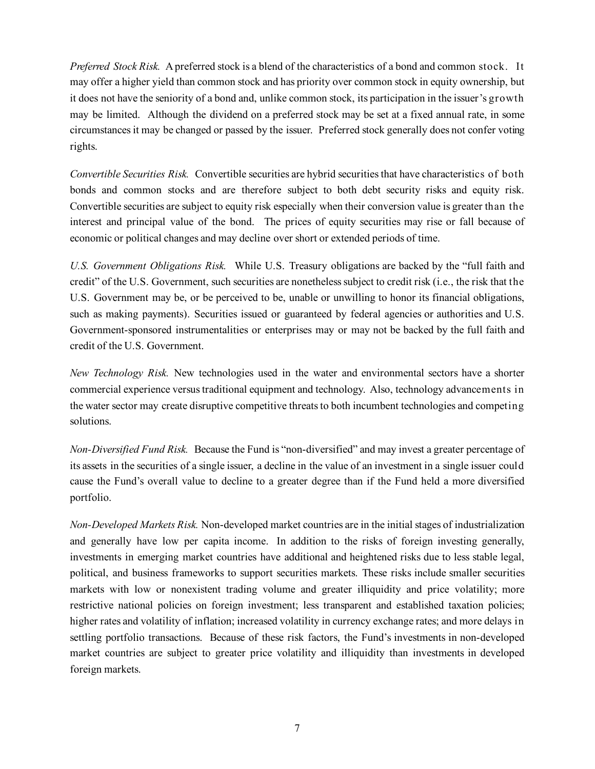*Preferred Stock Risk.* A preferred stock is a blend of the characteristics of a bond and common stock. It may offer a higher yield than common stock and has priority over common stock in equity ownership, but it does not have the seniority of a bond and, unlike common stock, its participation in the issuer's growth may be limited. Although the dividend on a preferred stock may be set at a fixed annual rate, in some circumstances it may be changed or passed by the issuer. Preferred stock generally does not confer voting rights.

*Convertible Securities Risk.* Convertible securities are hybrid securities that have characteristics of both bonds and common stocks and are therefore subject to both debt security risks and equity risk. Convertible securities are subject to equity risk especially when their conversion value is greater than the interest and principal value of the bond. The prices of equity securities may rise or fall because of economic or political changes and may decline over short or extended periods of time.

*U.S. Government Obligations Risk.* While U.S. Treasury obligations are backed by the "full faith and credit" of the U.S. Government, such securities are nonetheless subject to credit risk (i.e., the risk that the U.S. Government may be, or be perceived to be, unable or unwilling to honor its financial obligations, such as making payments). Securities issued or guaranteed by federal agencies or authorities and U.S. Government-sponsored instrumentalities or enterprises may or may not be backed by the full faith and credit of the U.S. Government.

*New Technology Risk.* New technologies used in the water and environmental sectors have a shorter commercial experience versus traditional equipment and technology. Also, technology advancements in the water sector may create disruptive competitive threats to both incumbent technologies and competing solutions.

*Non-Diversified Fund Risk.* Because the Fund is "non-diversified" and may invest a greater percentage of its assets in the securities of a single issuer, a decline in the value of an investment in a single issuer could cause the Fund's overall value to decline to a greater degree than if the Fund held a more diversified portfolio.

*Non-Developed Markets Risk.* Non-developed market countries are in the initial stages of industrialization and generally have low per capita income. In addition to the risks of foreign investing generally, investments in emerging market countries have additional and heightened risks due to less stable legal, political, and business frameworks to support securities markets. These risks include smaller securities markets with low or nonexistent trading volume and greater illiquidity and price volatility; more restrictive national policies on foreign investment; less transparent and established taxation policies; higher rates and volatility of inflation; increased volatility in currency exchange rates; and more delays in settling portfolio transactions. Because of these risk factors, the Fund's investments in non-developed market countries are subject to greater price volatility and illiquidity than investments in developed foreign markets.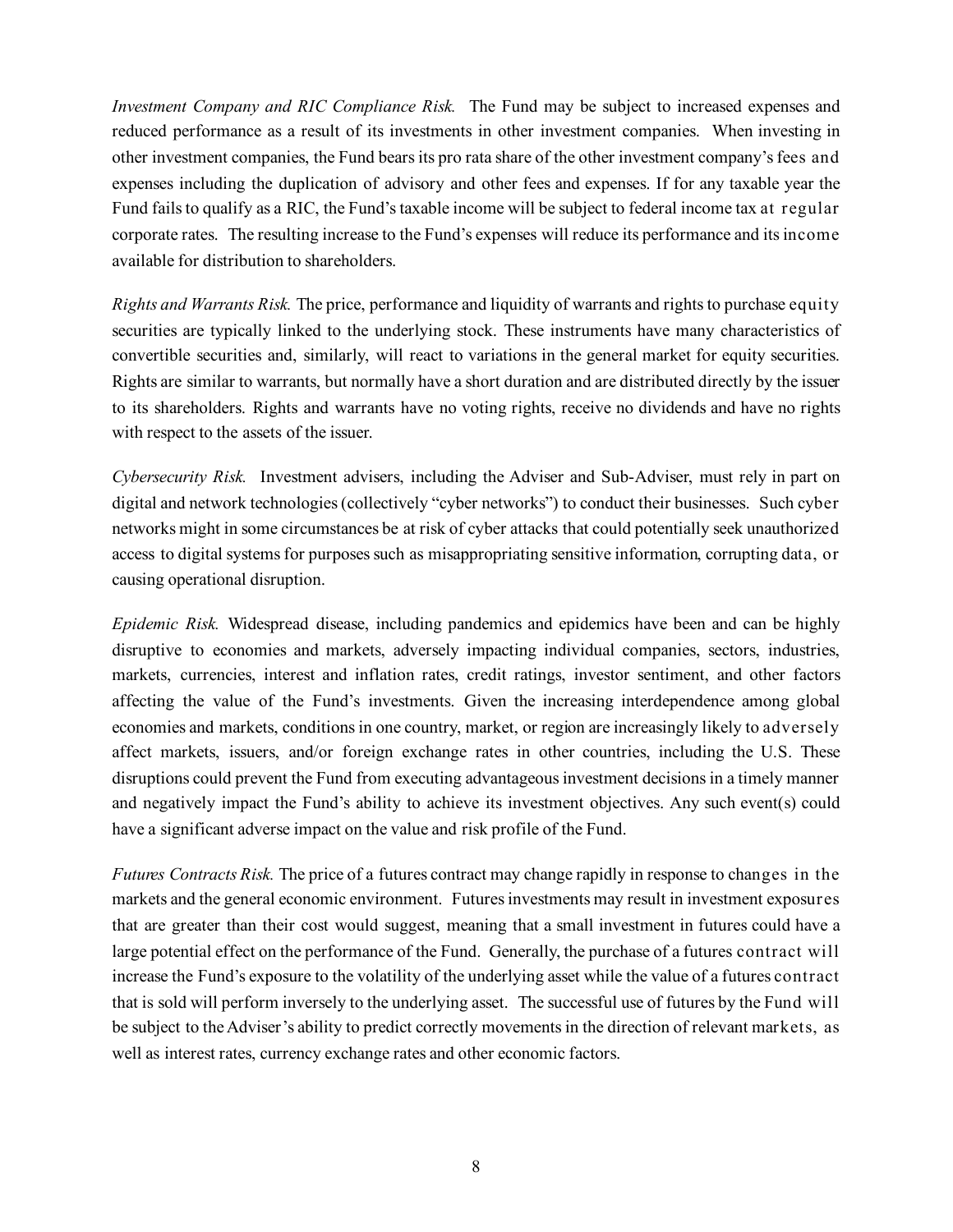*Investment Company and RIC Compliance Risk.* The Fund may be subject to increased expenses and reduced performance as a result of its investments in other investment companies. When investing in other investment companies, the Fund bears its pro rata share of the other investment company's fees and expenses including the duplication of advisory and other fees and expenses. If for any taxable year the Fund fails to qualify as a RIC, the Fund's taxable income will be subject to federal income tax at regular corporate rates. The resulting increase to the Fund's expenses will reduce its performance and its income available for distribution to shareholders.

*Rights and Warrants Risk.* The price, performance and liquidity of warrants and rights to purchase equity securities are typically linked to the underlying stock. These instruments have many characteristics of convertible securities and, similarly, will react to variations in the general market for equity securities. Rights are similar to warrants, but normally have a short duration and are distributed directly by the issuer to its shareholders. Rights and warrants have no voting rights, receive no dividends and have no rights with respect to the assets of the issuer.

*Cybersecurity Risk.* Investment advisers, including the Adviser and Sub-Adviser, must rely in part on digital and network technologies (collectively "cyber networks") to conduct their businesses. Such cyber networks might in some circumstances be at risk of cyber attacks that could potentially seek unauthorized access to digital systems for purposes such as misappropriating sensitive information, corrupting data, or causing operational disruption.

*Epidemic Risk.* Widespread disease, including pandemics and epidemics have been and can be highly disruptive to economies and markets, adversely impacting individual companies, sectors, industries, markets, currencies, interest and inflation rates, credit ratings, investor sentiment, and other factors affecting the value of the Fund's investments. Given the increasing interdependence among global economies and markets, conditions in one country, market, or region are increasingly likely to adversely affect markets, issuers, and/or foreign exchange rates in other countries, including the U.S. These disruptions could prevent the Fund from executing advantageous investment decisions in a timely manner and negatively impact the Fund's ability to achieve its investment objectives. Any such event(s) could have a significant adverse impact on the value and risk profile of the Fund.

*Futures Contracts Risk.* The price of a futures contract may change rapidly in response to changes in the markets and the general economic environment. Futures investments may result in investment exposures that are greater than their cost would suggest, meaning that a small investment in futures could have a large potential effect on the performance of the Fund. Generally, the purchase of a futures contract will increase the Fund's exposure to the volatility of the underlying asset while the value of a futures contract that is sold will perform inversely to the underlying asset. The successful use of futures by the Fund will be subject to the Adviser's ability to predict correctly movements in the direction of relevant markets, as well as interest rates, currency exchange rates and other economic factors.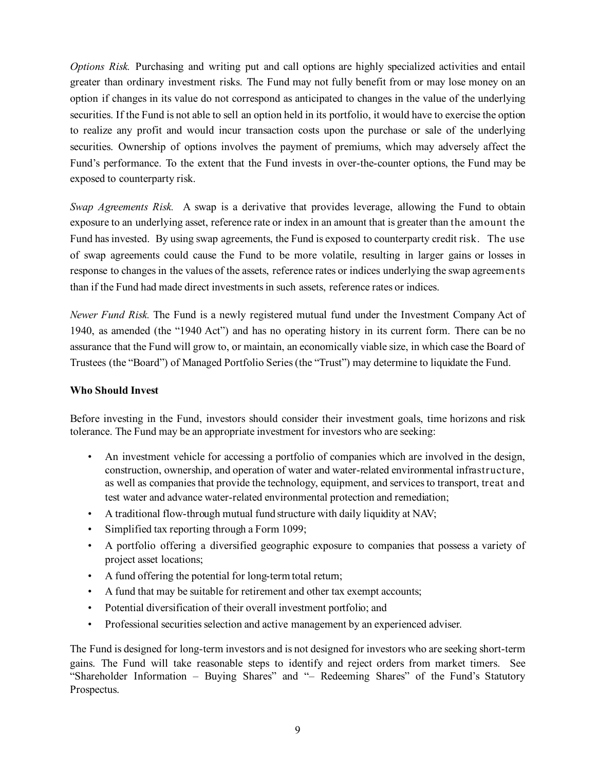*Options Risk.* Purchasing and writing put and call options are highly specialized activities and entail greater than ordinary investment risks. The Fund may not fully benefit from or may lose money on an option if changes in its value do not correspond as anticipated to changes in the value of the underlying securities. If the Fund is not able to sell an option held in its portfolio, it would have to exercise the option to realize any profit and would incur transaction costs upon the purchase or sale of the underlying securities. Ownership of options involves the payment of premiums, which may adversely affect the Fund's performance. To the extent that the Fund invests in over-the-counter options, the Fund may be exposed to counterparty risk.

*Swap Agreements Risk.* A swap is a derivative that provides leverage, allowing the Fund to obtain exposure to an underlying asset, reference rate or index in an amount that is greater than the amount the Fund has invested. By using swap agreements, the Fund is exposed to counterparty credit risk. The use of swap agreements could cause the Fund to be more volatile, resulting in larger gains or losses in response to changes in the values of the assets, reference rates or indices underlying the swap agreements than if the Fund had made direct investments in such assets, reference rates or indices.

*Newer Fund Risk.* The Fund is a newly registered mutual fund under the Investment Company Act of 1940, as amended (the "1940 Act") and has no operating history in its current form. There can be no assurance that the Fund will grow to, or maintain, an economically viable size, in which case the Board of Trustees (the "Board") of Managed Portfolio Series (the "Trust") may determine to liquidate the Fund.

**Who Should Invest**

Before investing in the Fund, investors should consider their investment goals, time horizons and risk tolerance. The Fund may be an appropriate investment for investors who are seeking:

- An investment vehicle for accessing a portfolio of companies which are involved in the design, construction, ownership, and operation of water and water-related environmental infrastructure, as well as companies that provide the technology, equipment, and services to transport, treat and test water and advance water-related environmental protection and remediation;
- A traditional flow-through mutual fund structure with daily liquidity at NAV;
- Simplified tax reporting through a Form 1099;
- A portfolio offering a diversified geographic exposure to companies that possess a variety of project asset locations;
- A fund offering the potential for long-term total return;
- A fund that may be suitable for retirement and other tax exempt accounts;
- Potential diversification of their overall investment portfolio; and
- Professional securities selection and active management by an experienced adviser.

The Fund is designed for long-term investors and is not designed for investors who are seeking short-term gains. The Fund will take reasonable steps to identify and reject orders from market timers. See "Shareholder Information – Buying Shares" and "– Redeeming Shares" of the Fund's Statutory Prospectus.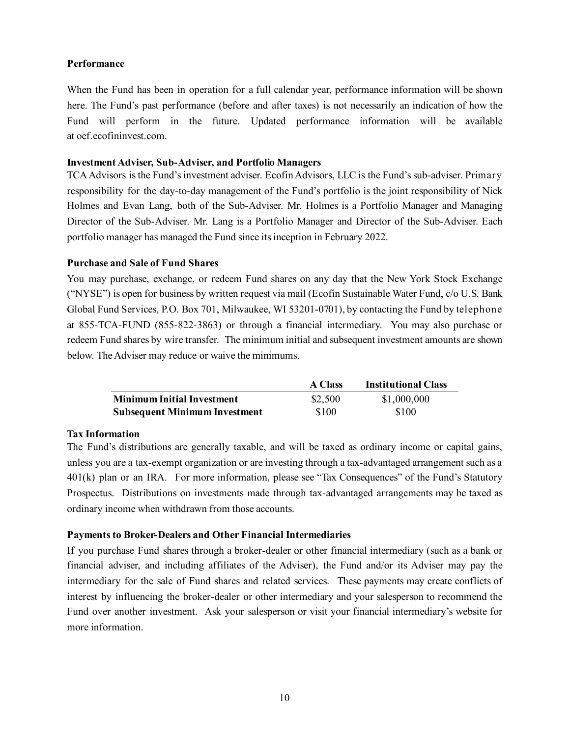### Performance

When the Fund has been in operation for a full calendar year, performance information will be shown here. The Fund's past performance (before and after taxes) is not necessarily an indication of how the Fund will perform in the future. Updated performance information will be available at oef.ecofininvest.com.

### Investment Adviser, Sub-Adviser, and Portfolio Managers

TCA Advisors is the Fund's investment adviser. Ecofin Advisors, LLC is the Fund's sub-adviser. Primary responsibility for the day-to-day management of the Fund's portfolio is the joint responsibility of Nick Holmes and Evan Lang, both of the Sub-Adviser. Mr. Holmes is a Portfolio Manager and Managing Director of the Sub-Adviser. Mr. Lang is a Portfolio Manager and Director of the Sub-Adviser. Each portfolio manager has managed the Fund since its inception in February 2022.

### Purchase and Sale of Fund Shares

You may purchase, exchange, or redeem Fund shares on any day that the New York Stock Exchange ("NYSE") is open for business by written request via mail (Ecofin Sustainable Water Fund, c/o U.S. Bank Global Fund Services, P.O. Box 701, Milwaukee, WI 53201-0701), by contacting the Fund by telephone at 855-TCA-FUND (855-822-3863) or through a financial intermediary. You may also purchase or redeem Fund shares by wire transfer. The minimum initial and subsequent investment amounts are shown below. The Adviser may reduce or waive the minimums.

| | A Class | Institutional Class |
|---|---|---|
| **Minimum Initial Investment** | $2,500 | $1,000,000 |
| **Subsequent Minimum Investment** | $100 | $100 |

### Tax Information

The Fund's distributions are generally taxable, and will be taxed as ordinary income or capital gains, unless you are a tax-exempt organization or are investing through a tax-advantaged arrangement such as a 401(k) plan or an IRA. For more information, please see "Tax Consequences" of the Fund's Statutory Prospectus. Distributions on investments made through tax-advantaged arrangements may be taxed as ordinary income when withdrawn from those accounts.

### Payments to Broker-Dealers and Other Financial Intermediaries

If you purchase Fund shares through a broker-dealer or other financial intermediary (such as a bank or financial adviser, and including affiliates of the Adviser), the Fund and/or its Adviser may pay the intermediary for the sale of Fund shares and related services. These payments may create conflicts of interest by influencing the broker-dealer or other intermediary and your salesperson to recommend the Fund over another investment. Ask your salesperson or visit your financial intermediary's website for more information.